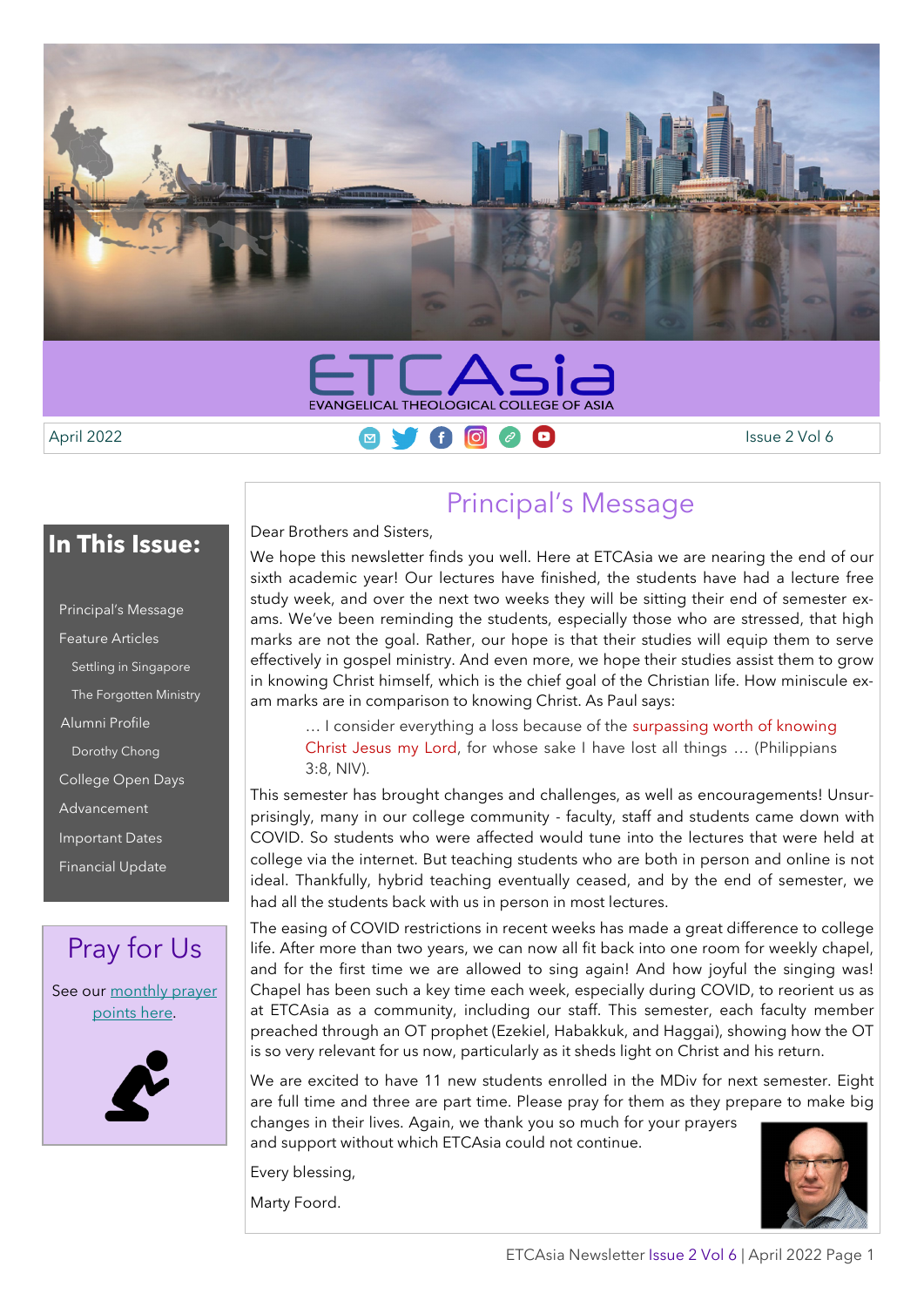# ETCAsia

EVANGELICAL THEOLOGICAL COLLEGE OF ASIA

April 2022 Issue 2 Vol 6

## In This Issue:

- Principal's Message
- Feature Articles
  - Settling in Singapore
  - The Forgotten Ministry
- Alumni Profile
  - Dorothy Chong
- College Open Days
- Advancement
- Important Dates
- Financial Update

## Pray for Us

See our monthly prayer points here.

## Principal's Message

Dear Brothers and Sisters,

We hope this newsletter finds you well. Here at ETCAsia we are nearing the end of our sixth academic year! Our lectures have finished, the students have had a lecture free study week, and over the next two weeks they will be sitting their end of semester exams. We've been reminding the students, especially those who are stressed, that high marks are not the goal. Rather, our hope is that their studies will equip them to serve effectively in gospel ministry. And even more, we hope their studies assist them to grow in knowing Christ himself, which is the chief goal of the Christian life. How miniscule exam marks are in comparison to knowing Christ. As Paul says:

> … I consider everything a loss because of the surpassing worth of knowing Christ Jesus my Lord, for whose sake I have lost all things … (Philippians 3:8, NIV).

This semester has brought changes and challenges, as well as encouragements! Unsurprisingly, many in our college community - faculty, staff and students came down with COVID. So students who were affected would tune into the lectures that were held at college via the internet. But teaching students who are both in person and online is not ideal. Thankfully, hybrid teaching eventually ceased, and by the end of semester, we had all the students back with us in person in most lectures.

The easing of COVID restrictions in recent weeks has made a great difference to college life. After more than two years, we can now all fit back into one room for weekly chapel, and for the first time we are allowed to sing again! And how joyful the singing was! Chapel has been such a key time each week, especially during COVID, to reorient us as at ETCAsia as a community, including our staff. This semester, each faculty member preached through an OT prophet (Ezekiel, Habakkuk, and Haggai), showing how the OT is so very relevant for us now, particularly as it sheds light on Christ and his return.

We are excited to have 11 new students enrolled in the MDiv for next semester. Eight are full time and three are part time. Please pray for them as they prepare to make big changes in their lives. Again, we thank you so much for your prayers and support without which ETCAsia could not continue.

Every blessing,

Marty Foord.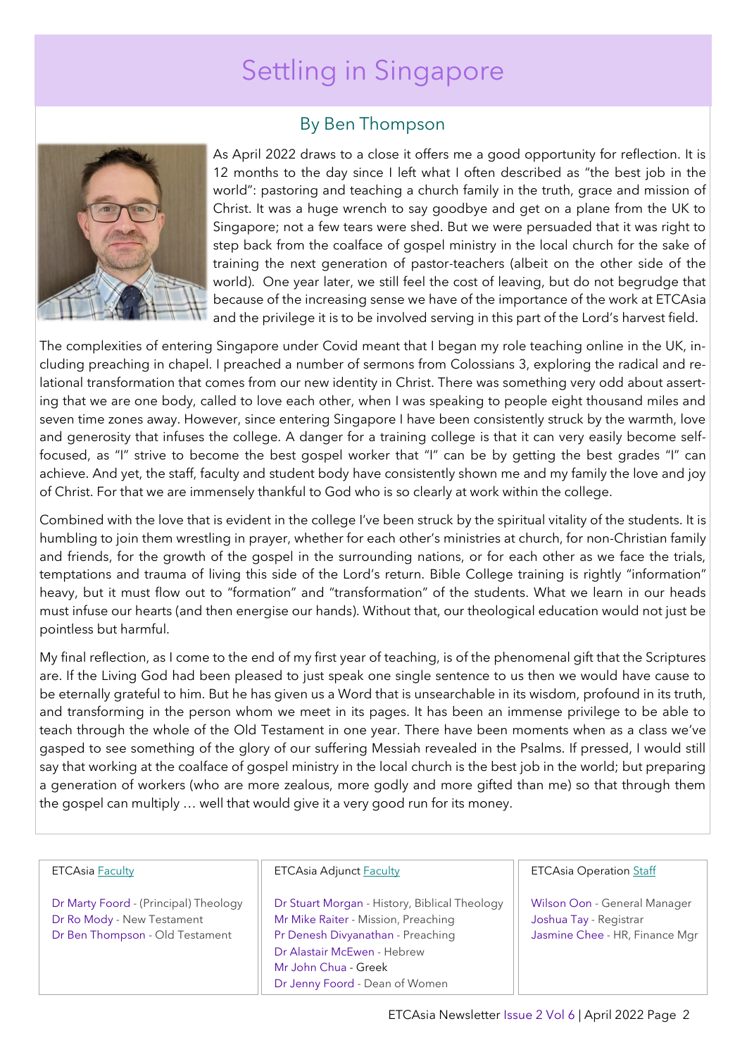# Settling in Singapore

## By Ben Thompson

As April 2022 draws to a close it offers me a good opportunity for reflection. It is 12 months to the day since I left what I often described as "the best job in the world": pastoring and teaching a church family in the truth, grace and mission of Christ. It was a huge wrench to say goodbye and get on a plane from the UK to Singapore; not a few tears were shed. But we were persuaded that it was right to step back from the coalface of gospel ministry in the local church for the sake of training the next generation of pastor-teachers (albeit on the other side of the world). One year later, we still feel the cost of leaving, but do not begrudge that because of the increasing sense we have of the importance of the work at ETCAsia and the privilege it is to be involved serving in this part of the Lord's harvest field.

The complexities of entering Singapore under Covid meant that I began my role teaching online in the UK, including preaching in chapel. I preached a number of sermons from Colossians 3, exploring the radical and relational transformation that comes from our new identity in Christ. There was something very odd about asserting that we are one body, called to love each other, when I was speaking to people eight thousand miles and seven time zones away. However, since entering Singapore I have been consistently struck by the warmth, love and generosity that infuses the college. A danger for a training college is that it can very easily become self-focused, as "I" strive to become the best gospel worker that "I" can be by getting the best grades "I" can achieve. And yet, the staff, faculty and student body have consistently shown me and my family the love and joy of Christ. For that we are immensely thankful to God who is so clearly at work within the college.

Combined with the love that is evident in the college I've been struck by the spiritual vitality of the students. It is humbling to join them wrestling in prayer, whether for each other's ministries at church, for non-Christian family and friends, for the growth of the gospel in the surrounding nations, or for each other as we face the trials, temptations and trauma of living this side of the Lord's return. Bible College training is rightly "information" heavy, but it must flow out to "formation" and "transformation" of the students. What we learn in our heads must infuse our hearts (and then energise our hands). Without that, our theological education would not just be pointless but harmful.

My final reflection, as I come to the end of my first year of teaching, is of the phenomenal gift that the Scriptures are. If the Living God had been pleased to just speak one single sentence to us then we would have cause to be eternally grateful to him. But he has given us a Word that is unsearchable in its wisdom, profound in its truth, and transforming in the person whom we meet in its pages. It has been an immense privilege to be able to teach through the whole of the Old Testament in one year. There have been moments when as a class we've gasped to see something of the glory of our suffering Messiah revealed in the Psalms. If pressed, I would still say that working at the coalface of gospel ministry in the local church is the best job in the world; but preparing a generation of workers (who are more zealous, more godly and more gifted than me) so that through them the gospel can multiply … well that would give it a very good run for its money.

---

**ETCAsia Faculty**

Dr Marty Foord - (Principal) Theology
Dr Ro Mody - New Testament
Dr Ben Thompson - Old Testament

**ETCAsia Adjunct Faculty**

Dr Stuart Morgan - History, Biblical Theology
Mr Mike Raiter - Mission, Preaching
Pr Denesh Divyanathan - Preaching
Dr Alastair McEwen - Hebrew
Mr John Chua - Greek
Dr Jenny Foord - Dean of Women

**ETCAsia Operation Staff**

Wilson Oon - General Manager
Joshua Tay - Registrar
Jasmine Chee - HR, Finance Mgr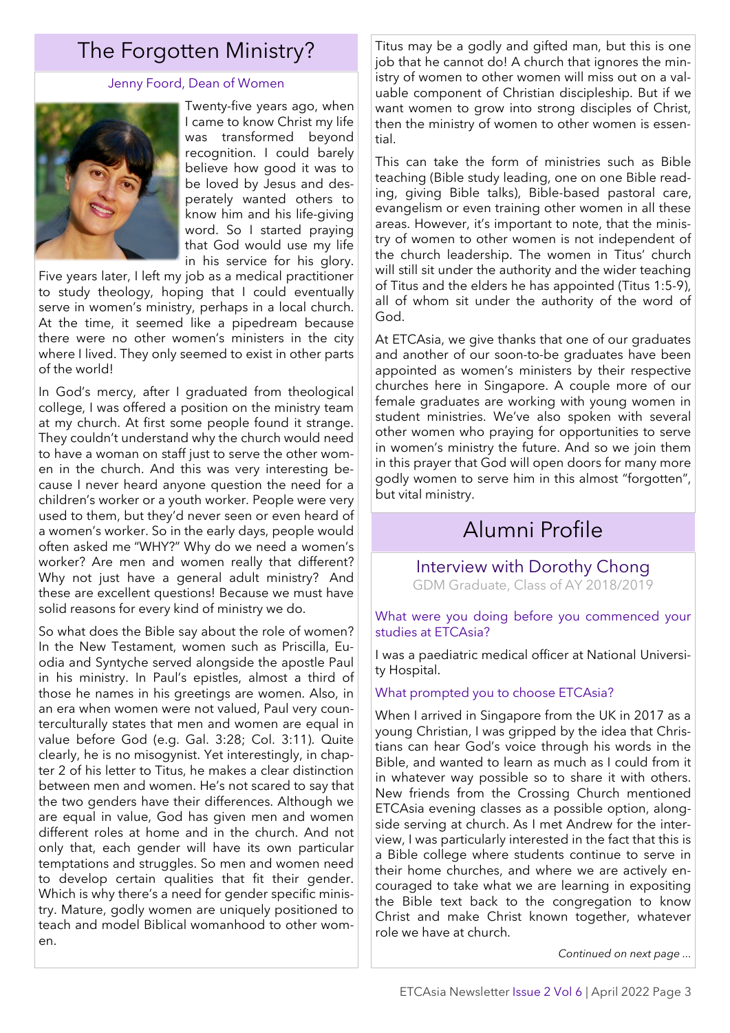# The Forgotten Ministry?

Jenny Foord, Dean of Women

Twenty-five years ago, when I came to know Christ my life was transformed beyond recognition. I could barely believe how good it was to be loved by Jesus and desperately wanted others to know him and his life-giving word. So I started praying that God would use my life in his service for his glory. Five years later, I left my job as a medical practitioner to study theology, hoping that I could eventually serve in women's ministry, perhaps in a local church. At the time, it seemed like a pipedream because there were no other women's ministers in the city where I lived. They only seemed to exist in other parts of the world!

In God's mercy, after I graduated from theological college, I was offered a position on the ministry team at my church. At first some people found it strange. They couldn't understand why the church would need to have a woman on staff just to serve the other women in the church. And this was very interesting because I never heard anyone question the need for a children's worker or a youth worker. People were very used to them, but they'd never seen or even heard of a women's worker. So in the early days, people would often asked me "WHY?" Why do we need a women's worker? Are men and women really that different? Why not just have a general adult ministry? And these are excellent questions! Because we must have solid reasons for every kind of ministry we do.

So what does the Bible say about the role of women? In the New Testament, women such as Priscilla, Euodia and Syntyche served alongside the apostle Paul in his ministry. In Paul's epistles, almost a third of those he names in his greetings are women. Also, in an era when women were not valued, Paul very counterculturally states that men and women are equal in value before God (e.g. Gal. 3:28; Col. 3:11). Quite clearly, he is no misogynist. Yet interestingly, in chapter 2 of his letter to Titus, he makes a clear distinction between men and women. He's not scared to say that the two genders have their differences. Although we are equal in value, God has given men and women different roles at home and in the church. And not only that, each gender will have its own particular temptations and struggles. So men and women need to develop certain qualities that fit their gender. Which is why there's a need for gender specific ministry. Mature, godly women are uniquely positioned to teach and model Biblical womanhood to other women.

Titus may be a godly and gifted man, but this is one job that he cannot do! A church that ignores the ministry of women to other women will miss out on a valuable component of Christian discipleship. But if we want women to grow into strong disciples of Christ, then the ministry of women to other women is essential.

This can take the form of ministries such as Bible teaching (Bible study leading, one on one Bible reading, giving Bible talks), Bible-based pastoral care, evangelism or even training other women in all these areas. However, it's important to note, that the ministry of women to other women is not independent of the church leadership. The women in Titus' church will still sit under the authority and the wider teaching of Titus and the elders he has appointed (Titus 1:5-9), all of whom sit under the authority of the word of God.

At ETCAsia, we give thanks that one of our graduates and another of our soon-to-be graduates have been appointed as women's ministers by their respective churches here in Singapore. A couple more of our female graduates are working with young women in student ministries. We've also spoken with several other women who praying for opportunities to serve in women's ministry the future. And so we join them in this prayer that God will open doors for many more godly women to serve him in this almost "forgotten", but vital ministry.

# Alumni Profile

## Interview with Dorothy Chong

GDM Graduate, Class of AY 2018/2019

**What were you doing before you commenced your studies at ETCAsia?**

I was a paediatric medical officer at National University Hospital.

**What prompted you to choose ETCAsia?**

When I arrived in Singapore from the UK in 2017 as a young Christian, I was gripped by the idea that Christians can hear God's voice through his words in the Bible, and wanted to learn as much as I could from it in whatever way possible so to share it with others. New friends from the Crossing Church mentioned ETCAsia evening classes as a possible option, alongside serving at church. As I met Andrew for the interview, I was particularly interested in the fact that this is a Bible college where students continue to serve in their home churches, and where we are actively encouraged to take what we are learning in expositing the Bible text back to the congregation to know Christ and make Christ known together, whatever role we have at church.

*Continued on next page ...*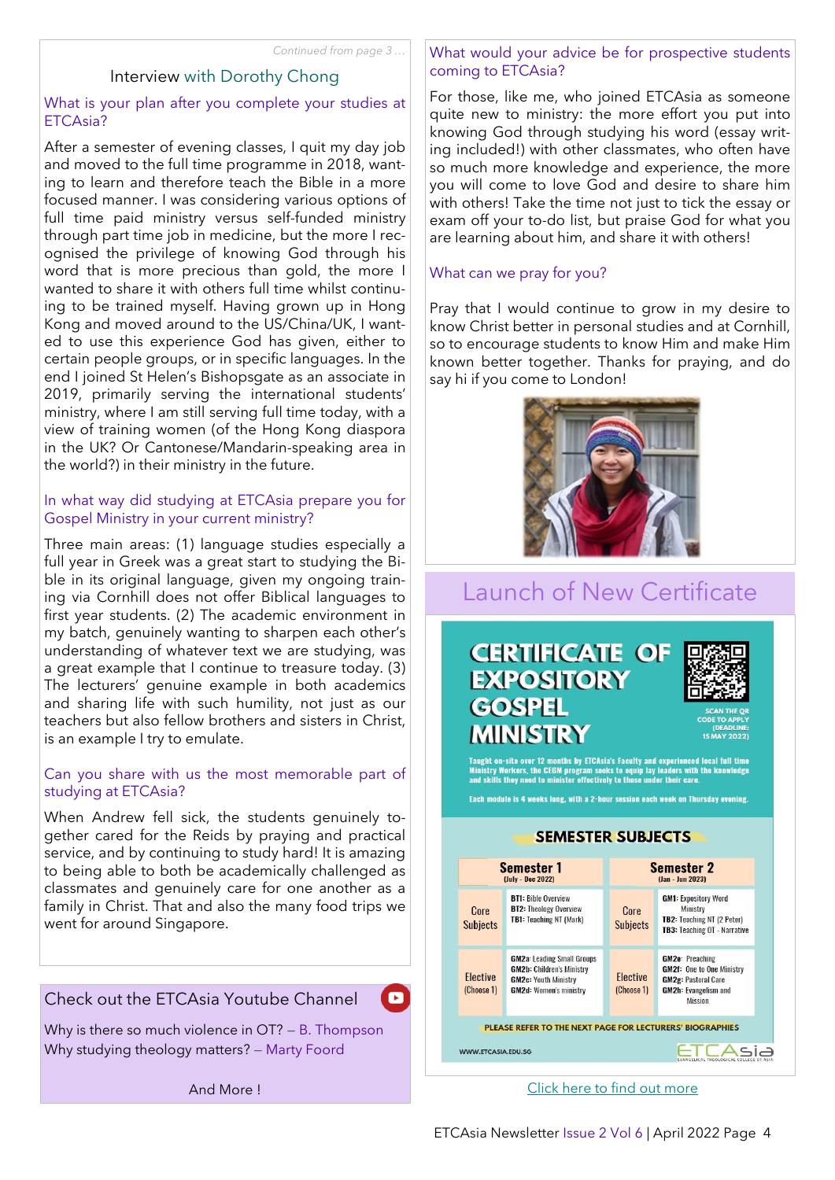*Continued from page 3 …*

## Interview with Dorothy Chong

### What is your plan after you complete your studies at ETCAsia?

After a semester of evening classes, I quit my day job and moved to the full time programme in 2018, wanting to learn and therefore teach the Bible in a more focused manner. I was considering various options of full time paid ministry versus self-funded ministry through part time job in medicine, but the more I recognised the privilege of knowing God through his word that is more precious than gold, the more I wanted to share it with others full time whilst continuing to be trained myself. Having grown up in Hong Kong and moved around to the US/China/UK, I wanted to use this experience God has given, either to certain people groups, or in specific languages. In the end I joined St Helen's Bishopsgate as an associate in 2019, primarily serving the international students' ministry, where I am still serving full time today, with a view of training women (of the Hong Kong diaspora in the UK? Or Cantonese/Mandarin-speaking area in the world?) in their ministry in the future.

### In what way did studying at ETCAsia prepare you for Gospel Ministry in your current ministry?

Three main areas: (1) language studies especially a full year in Greek was a great start to studying the Bible in its original language, given my ongoing training via Cornhill does not offer Biblical languages to first year students. (2) The academic environment in my batch, genuinely wanting to sharpen each other's understanding of whatever text we are studying, was a great example that I continue to treasure today. (3) The lecturers' genuine example in both academics and sharing life with such humility, not just as our teachers but also fellow brothers and sisters in Christ, is an example I try to emulate.

### Can you share with us the most memorable part of studying at ETCAsia?

When Andrew fell sick, the students genuinely together cared for the Reids by praying and practical service, and by continuing to study hard! It is amazing to being able to both be academically challenged as classmates and genuinely care for one another as a family in Christ. That and also the many food trips we went for around Singapore.

### What would your advice be for prospective students coming to ETCAsia?

For those, like me, who joined ETCAsia as someone quite new to ministry: the more effort you put into knowing God through studying his word (essay writing included!) with other classmates, who often have so much more knowledge and experience, the more you will come to love God and desire to share him with others! Take the time not just to tick the essay or exam off your to-do list, but praise God for what you are learning about him, and share it with others!

### What can we pray for you?

Pray that I would continue to grow in my desire to know Christ better in personal studies and at Cornhill, so to encourage students to know Him and make Him known better together. Thanks for praying, and do say hi if you come to London!

## Launch of New Certificate

**CERTIFICATE OF EXPOSITORY GOSPEL MINISTRY**

SCAN THE QR CODE TO APPLY (DEADLINE: 15 MAY 2022)

Taught on-site over 12 months by ETCAsia's Faculty and experienced local full time Ministry Workers, the CEGM program seeks to equip lay leaders with the knowledge and skills they need to minister effectively to those under their care.

Each module is 4 weeks long, with a 2-hour session each week on Thursday evening.

**SEMESTER SUBJECTS**

| | Semester 1 (July - Dec 2022) | | Semester 2 (Jan - Jun 2023) |
|---|---|---|---|
| Core Subjects | B11: Bible Overview<br>B12: Theology Overview<br>TB1: Teaching NT (Mark) | Core Subjects | GM1: Expository Word Ministry<br>TB2: Teaching NT (2 Peter)<br>TB3: Teaching OT - Narrative |
| Elective (Choose 1) | GM2a: Leading Small Groups<br>GM2b: Children's Ministry<br>GM2c: Youth Ministry<br>GM2d: Women's ministry | Elective (Choose 1) | GM2e: Preaching<br>GM2f: One to One Ministry<br>GM2g: Pastoral Care<br>GM2h: Evangelism and Mission |

PLEASE REFER TO THE NEXT PAGE FOR LECTURERS' BIOGRAPHIES

WWW.ETCASIA.EDU.SG

ETCAsia — EVANGELICAL THEOLOGICAL COLLEGE OF ASIA

Click here to find out more

## Check out the ETCAsia Youtube Channel

Why is there so much violence in OT? – B. Thompson

Why studying theology matters? – Marty Foord

And More !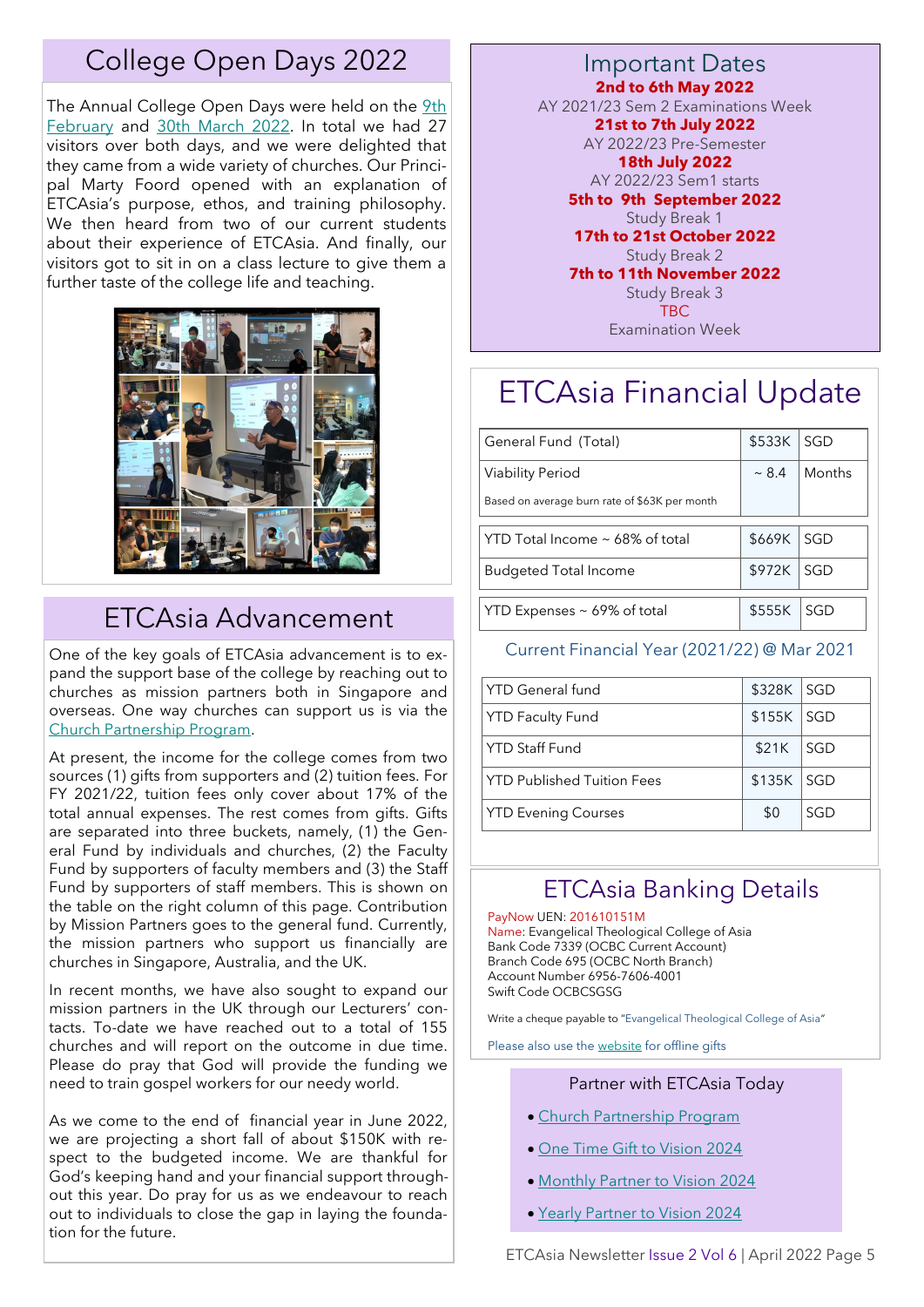## College Open Days 2022

The Annual College Open Days were held on the 9th February and 30th March 2022. In total we had 27 visitors over both days, and we were delighted that they came from a wide variety of churches. Our Principal Marty Foord opened with an explanation of ETCAsia's purpose, ethos, and training philosophy. We then heard from two of our current students about their experience of ETCAsia. And finally, our visitors got to sit in on a class lecture to give them a further taste of the college life and teaching.

## ETCAsia Advancement

One of the key goals of ETCAsia advancement is to expand the support base of the college by reaching out to churches as mission partners both in Singapore and overseas. One way churches can support us is via the Church Partnership Program.

At present, the income for the college comes from two sources (1) gifts from supporters and (2) tuition fees. For FY 2021/22, tuition fees only cover about 17% of the total annual expenses. The rest comes from gifts. Gifts are separated into three buckets, namely, (1) the General Fund by individuals and churches, (2) the Faculty Fund by supporters of faculty members and (3) the Staff Fund by supporters of staff members. This is shown on the table on the right column of this page. Contribution by Mission Partners goes to the general fund. Currently, the mission partners who support us financially are churches in Singapore, Australia, and the UK.

In recent months, we have also sought to expand our mission partners in the UK through our Lecturers' contacts. To-date we have reached out to a total of 155 churches and will report on the outcome in due time. Please do pray that God will provide the funding we need to train gospel workers for our needy world.

As we come to the end of financial year in June 2022, we are projecting a short fall of about $150K with respect to the budgeted income. We are thankful for God's keeping hand and your financial support throughout this year. Do pray for us as we endeavour to reach out to individuals to close the gap in laying the foundation for the future.

## Important Dates

**2nd to 6th May 2022**
AY 2021/23 Sem 2 Examinations Week

**21st to 7th July 2022**
AY 2022/23 Pre-Semester

**18th July 2022**
AY 2022/23 Sem1 starts

**5th to 9th September 2022**
Study Break 1

**17th to 21st October 2022**
Study Break 2

**7th to 11th November 2022**
Study Break 3

TBC
Examination Week

## ETCAsia Financial Update

| | | |
|---|---|---|
| General Fund (Total) | $533K | SGD |
| Viability Period<br>Based on average burn rate of $63K per month | ~ 8.4 | Months |
| YTD Total Income ~ 68% of total | $669K | SGD |
| Budgeted Total Income | $972K | SGD |
| YTD Expenses ~ 69% of total | $555K | SGD |

Current Financial Year (2021/22) @ Mar 2021

| | | |
|---|---|---|
| YTD General fund | $328K | SGD |
| YTD Faculty Fund | $155K | SGD |
| YTD Staff Fund | $21K | SGD |
| YTD Published Tuition Fees | $135K | SGD |
| YTD Evening Courses | $0 | SGD |

## ETCAsia Banking Details

PayNow UEN: 201610151M
Name: Evangelical Theological College of Asia
Bank Code 7339 (OCBC Current Account)
Branch Code 695 (OCBC North Branch)
Account Number 6956-7606-4001
Swift Code OCBCSGSG

Write a cheque payable to "Evangelical Theological College of Asia"

Please also use the website for offline gifts

### Partner with ETCAsia Today

- Church Partnership Program
- One Time Gift to Vision 2024
- Monthly Partner to Vision 2024
- Yearly Partner to Vision 2024